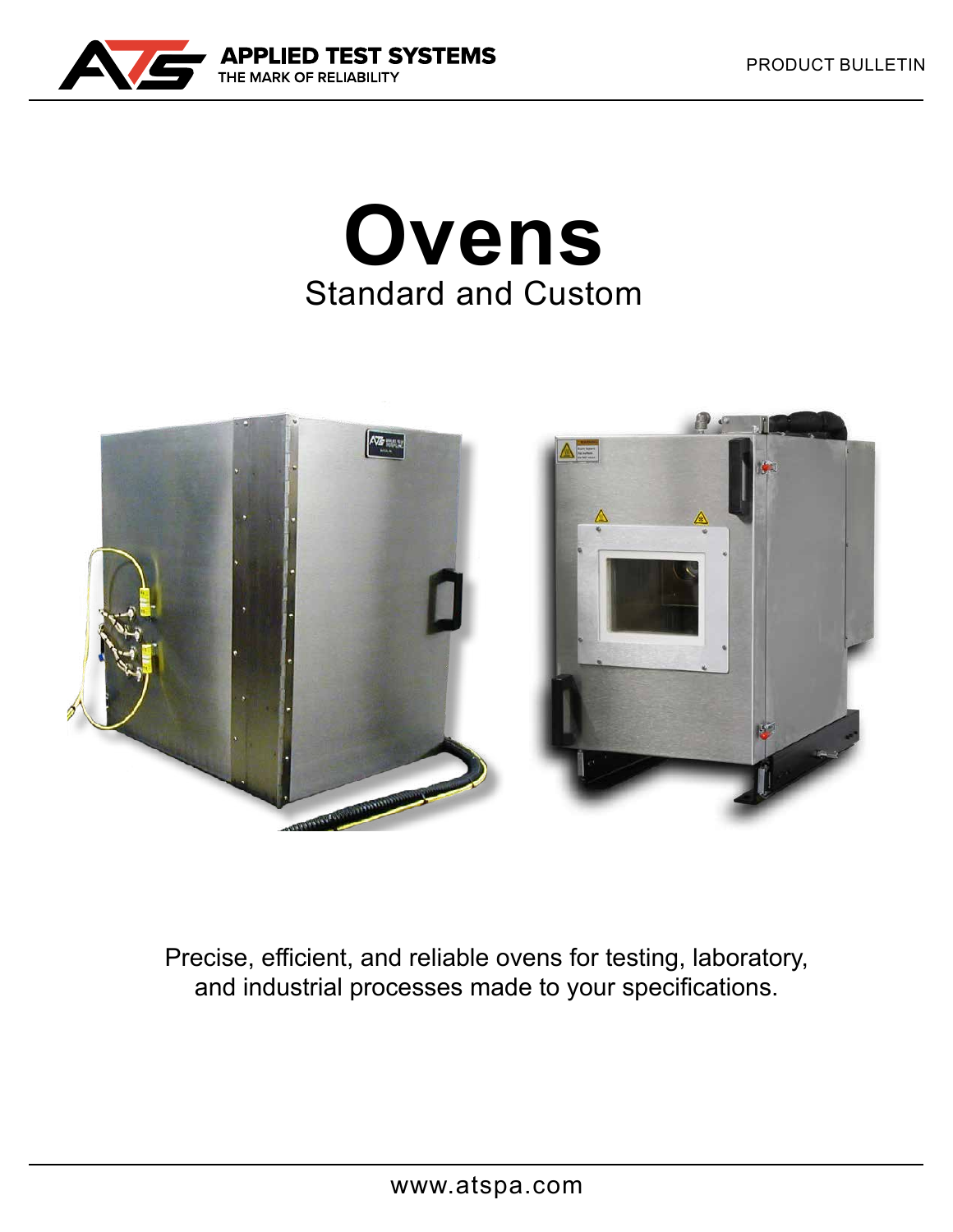APPLIED TEST SYSTEMS
THE MARK OF RELIABILITY

PRODUCT BULLETIN

# Ovens

## Standard and Custom

Precise, efficient, and reliable ovens for testing, laboratory, and industrial processes made to your specifications.

www.atspa.com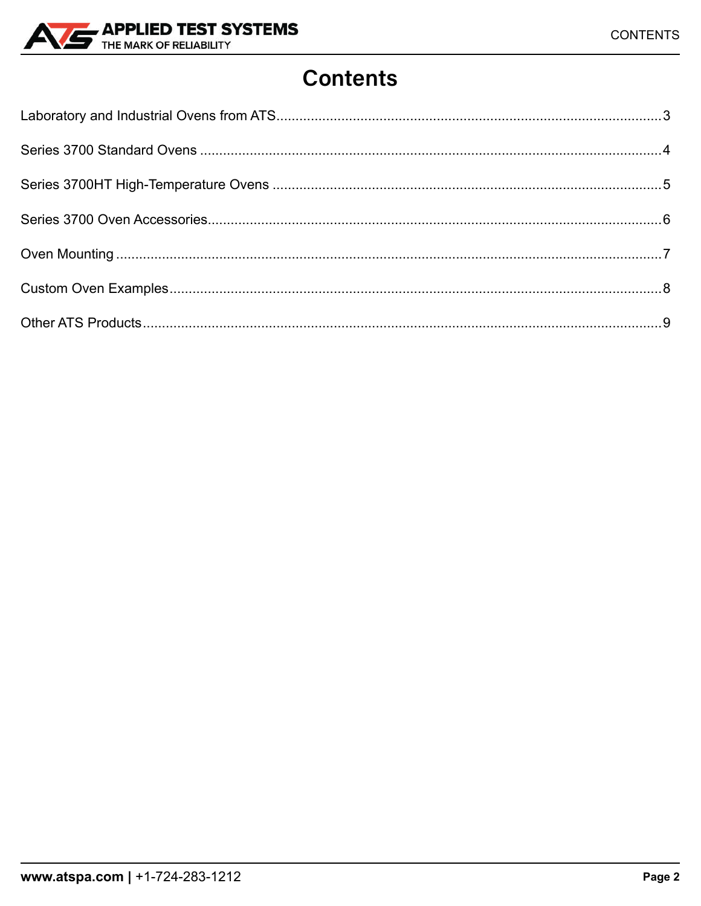# Contents

Laboratory and Industrial Ovens from ATS....................................................................................................3

Series 3700 Standard Ovens ........................................................................................................................4

Series 3700HT High-Temperature Ovens .....................................................................................................5

Series 3700 Oven Accessories......................................................................................................................6

Oven Mounting ..............................................................................................................................................7

Custom Oven Examples................................................................................................................................8

Other ATS Products.......................................................................................................................................9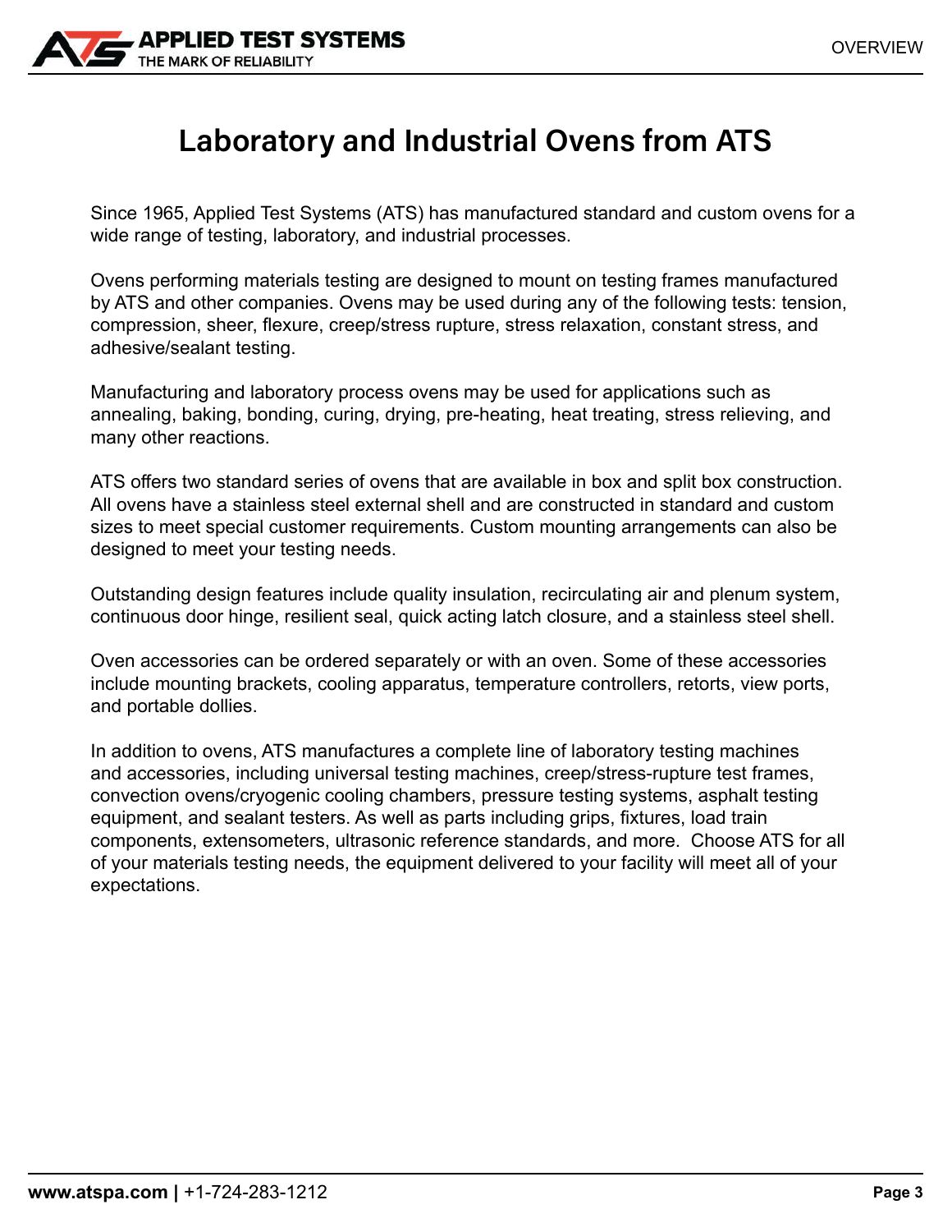# Laboratory and Industrial Ovens from ATS

Since 1965, Applied Test Systems (ATS) has manufactured standard and custom ovens for a wide range of testing, laboratory, and industrial processes.

Ovens performing materials testing are designed to mount on testing frames manufactured by ATS and other companies. Ovens may be used during any of the following tests: tension, compression, sheer, flexure, creep/stress rupture, stress relaxation, constant stress, and adhesive/sealant testing.

Manufacturing and laboratory process ovens may be used for applications such as annealing, baking, bonding, curing, drying, pre-heating, heat treating, stress relieving, and many other reactions.

ATS offers two standard series of ovens that are available in box and split box construction. All ovens have a stainless steel external shell and are constructed in standard and custom sizes to meet special customer requirements. Custom mounting arrangements can also be designed to meet your testing needs.

Outstanding design features include quality insulation, recirculating air and plenum system, continuous door hinge, resilient seal, quick acting latch closure, and a stainless steel shell.

Oven accessories can be ordered separately or with an oven. Some of these accessories include mounting brackets, cooling apparatus, temperature controllers, retorts, view ports, and portable dollies.

In addition to ovens, ATS manufactures a complete line of laboratory testing machines and accessories, including universal testing machines, creep/stress-rupture test frames, convection ovens/cryogenic cooling chambers, pressure testing systems, asphalt testing equipment, and sealant testers. As well as parts including grips, fixtures, load train components, extensometers, ultrasonic reference standards, and more. Choose ATS for all of your materials testing needs, the equipment delivered to your facility will meet all of your expectations.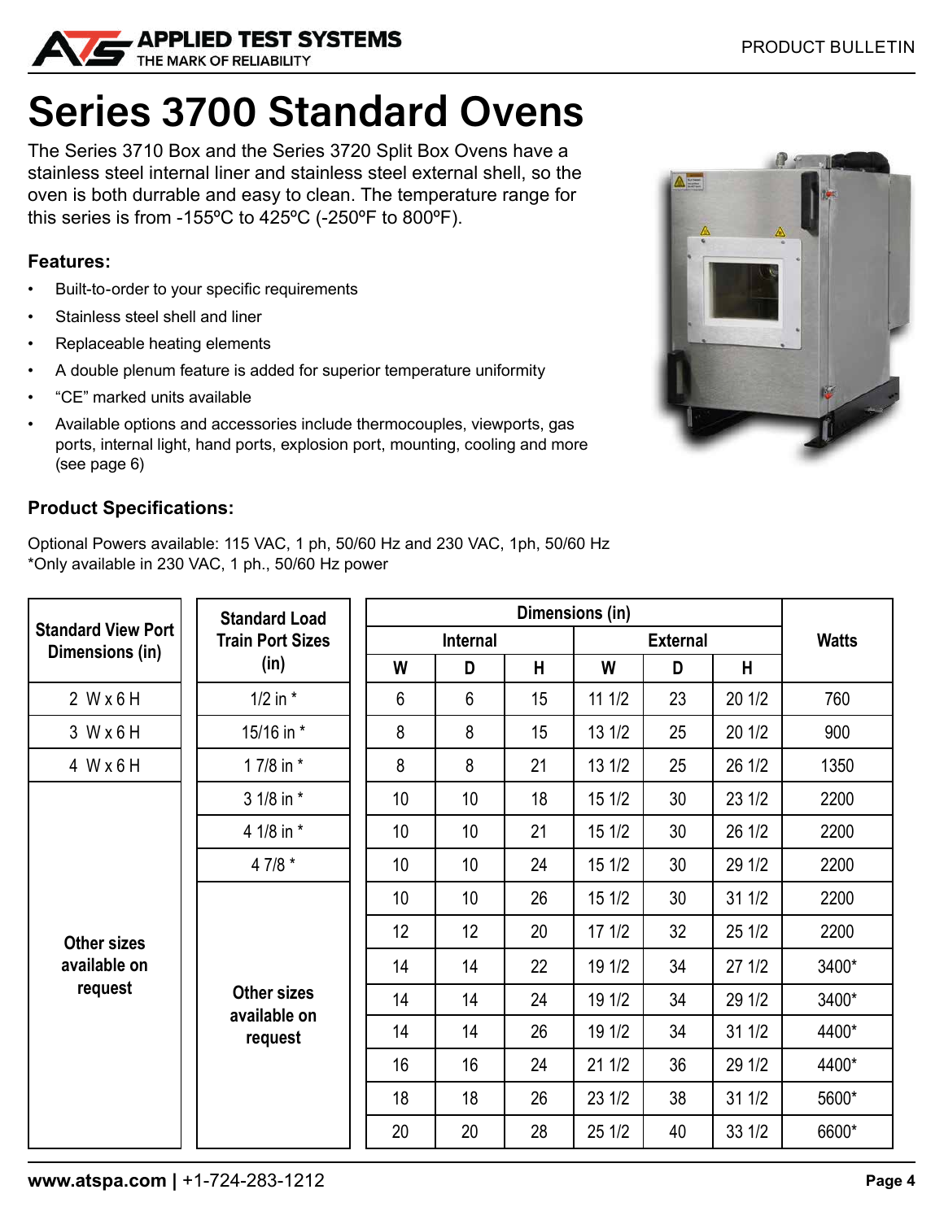# Series 3700 Standard Ovens

The Series 3710 Box and the Series 3720 Split Box Ovens have a stainless steel internal liner and stainless steel external shell, so the oven is both durable and easy to clean. The temperature range for this series is from -155ºC to 425ºC (-250ºF to 800ºF).

### Features:

- Built-to-order to your specific requirements
- Stainless steel shell and liner
- Replaceable heating elements
- A double plenum feature is added for superior temperature uniformity
- "CE" marked units available
- Available options and accessories include thermocouples, viewports, gas ports, internal light, hand ports, explosion port, mounting, cooling and more (see page 6)

### Product Specifications:

Optional Powers available: 115 VAC, 1 ph, 50/60 Hz and 230 VAC, 1ph, 50/60 Hz
*Only available in 230 VAC, 1 ph., 50/60 Hz power

| Standard View Port Dimensions (in) | Standard Load Train Port Sizes (in) | Dimensions (in) | | | | | | Watts |
|---|---|---|---|---|---|---|---|---|
| | | Internal | | | External | | | |
| | | W | D | H | W | D | H | |
| 2 W x 6 H | 1/2 in * | 6 | 6 | 15 | 11 1/2 | 23 | 20 1/2 | 760 |
| 3 W x 6 H | 15/16 in * | 8 | 8 | 15 | 13 1/2 | 25 | 20 1/2 | 900 |
| 4 W x 6 H | 1 7/8 in * | 8 | 8 | 21 | 13 1/2 | 25 | 26 1/2 | 1350 |
| Other sizes available on request | 3 1/8 in * | 10 | 10 | 18 | 15 1/2 | 30 | 23 1/2 | 2200 |
| | 4 1/8 in * | 10 | 10 | 21 | 15 1/2 | 30 | 26 1/2 | 2200 |
| | 4 7/8 * | 10 | 10 | 24 | 15 1/2 | 30 | 29 1/2 | 2200 |
| | Other sizes available on request | 10 | 10 | 26 | 15 1/2 | 30 | 31 1/2 | 2200 |
| | | 12 | 12 | 20 | 17 1/2 | 32 | 25 1/2 | 2200 |
| | | 14 | 14 | 22 | 19 1/2 | 34 | 27 1/2 | 3400* |
| | | 14 | 14 | 24 | 19 1/2 | 34 | 29 1/2 | 3400* |
| | | 14 | 14 | 26 | 19 1/2 | 34 | 31 1/2 | 4400* |
| | | 16 | 16 | 24 | 21 1/2 | 36 | 29 1/2 | 4400* |
| | | 18 | 18 | 26 | 23 1/2 | 38 | 31 1/2 | 5600* |
| | | 20 | 20 | 28 | 25 1/2 | 40 | 33 1/2 | 6600* |

**www.atspa.com |** +1-724-283-1212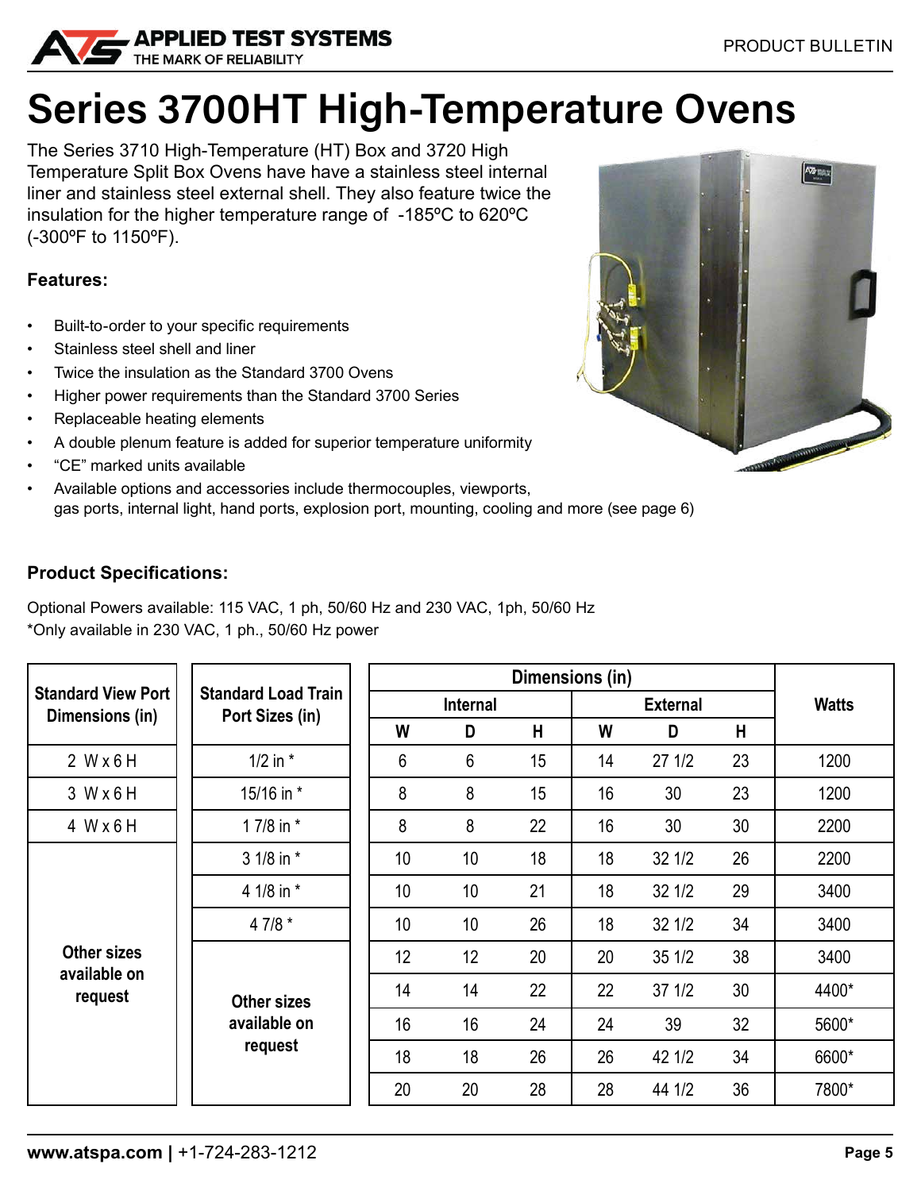# Series 3700HT High-Temperature Ovens

The Series 3710 High-Temperature (HT) Box and 3720 High Temperature Split Box Ovens have have a stainless steel internal liner and stainless steel external shell. They also feature twice the insulation for the higher temperature range of -185ºC to 620ºC (-300ºF to 1150ºF).

### Features:

- Built-to-order to your specific requirements
- Stainless steel shell and liner
- Twice the insulation as the Standard 3700 Ovens
- Higher power requirements than the Standard 3700 Series
- Replaceable heating elements
- A double plenum feature is added for superior temperature uniformity
- "CE" marked units available
- Available options and accessories include thermocouples, viewports, gas ports, internal light, hand ports, explosion port, mounting, cooling and more (see page 6)

### Product Specifications:

Optional Powers available: 115 VAC, 1 ph, 50/60 Hz and 230 VAC, 1ph, 50/60 Hz
*Only available in 230 VAC, 1 ph., 50/60 Hz power

| Standard View Port Dimensions (in) |
|---|
| 2 W x 6 H |
| 3 W x 6 H |
| 4 W x 6 H |
| Other sizes available on request |

| Standard Load Train Port Sizes (in) |
|---|
| 1/2 in * |
| 15/16 in * |
| 1 7/8 in * |
| 3 1/8 in * |
| 4 1/8 in * |
| 4 7/8 * |
| Other sizes available on request |

| Dimensions (in) | | | | | | Watts |
|---|---|---|---|---|---|---|
| Internal | | | External | | | |
| W | D | H | W | D | H | |
| 6 | 6 | 15 | 14 | 27 1/2 | 23 | 1200 |
| 8 | 8 | 15 | 16 | 30 | 23 | 1200 |
| 8 | 8 | 22 | 16 | 30 | 30 | 2200 |
| 10 | 10 | 18 | 18 | 32 1/2 | 26 | 2200 |
| 10 | 10 | 21 | 18 | 32 1/2 | 29 | 3400 |
| 10 | 10 | 26 | 18 | 32 1/2 | 34 | 3400 |
| 12 | 12 | 20 | 20 | 35 1/2 | 38 | 3400 |
| 14 | 14 | 22 | 22 | 37 1/2 | 30 | 4400* |
| 16 | 16 | 24 | 24 | 39 | 32 | 5600* |
| 18 | 18 | 26 | 26 | 42 1/2 | 34 | 6600* |
| 20 | 20 | 28 | 28 | 44 1/2 | 36 | 7800* |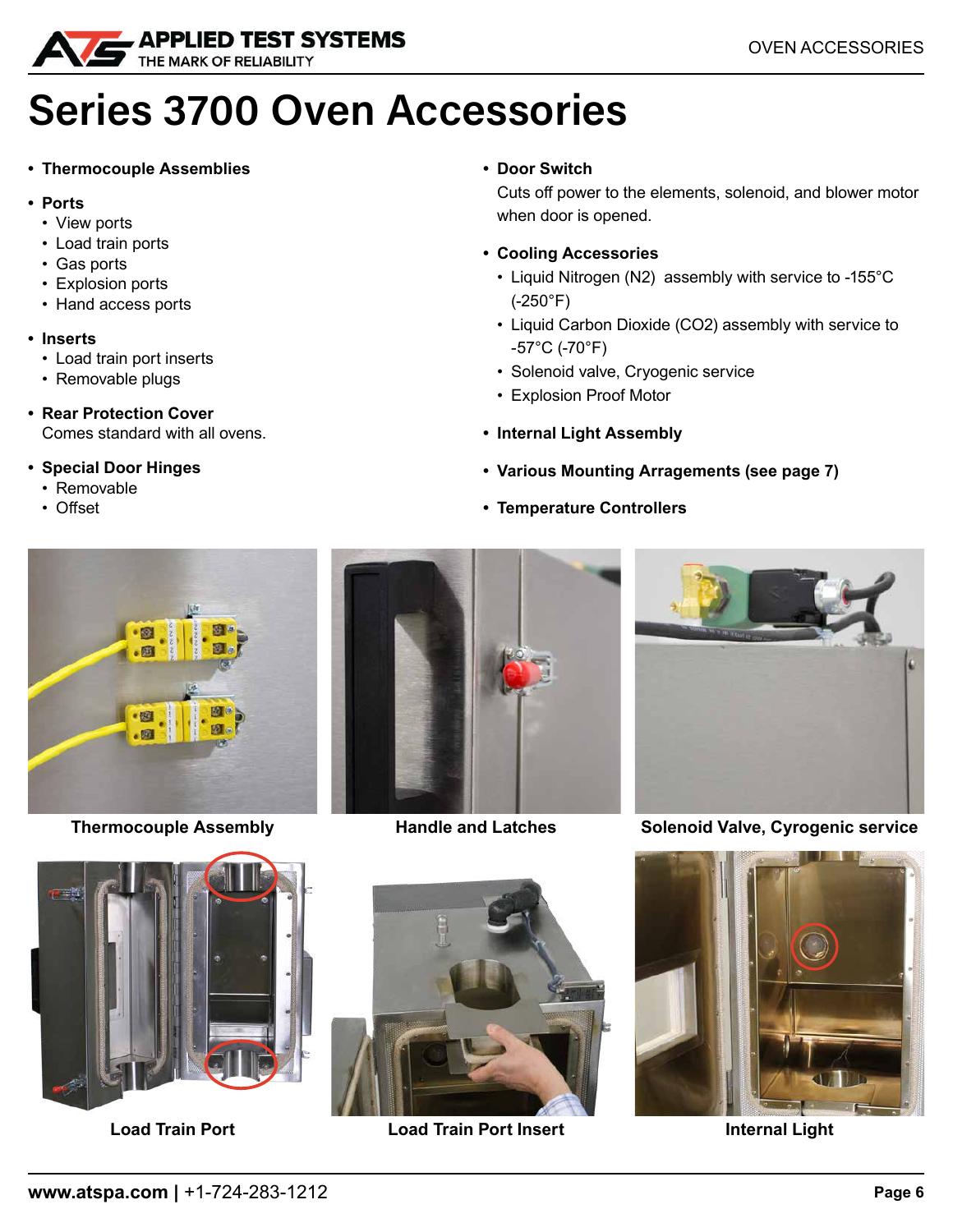# Series 3700 Oven Accessories

- **Thermocouple Assemblies**
- **Ports**
  - View ports
  - Load train ports
  - Gas ports
  - Explosion ports
  - Hand access ports
- **Inserts**
  - Load train port inserts
  - Removable plugs
- **Rear Protection Cover**
  Comes standard with all ovens.
- **Special Door Hinges**
  - Removable
  - Offset
- **Door Switch**
  Cuts off power to the elements, solenoid, and blower motor when door is opened.
- **Cooling Accessories**
  - Liquid Nitrogen ($N_2$) assembly with service to -155°C (-250°F)
  - Liquid Carbon Dioxide ($CO_2$) assembly with service to -57°C (-70°F)
  - Solenoid valve, Cryogenic service
  - Explosion Proof Motor
- **Internal Light Assembly**
- **Various Mounting Arragements (see page 7)**
- **Temperature Controllers**

**Thermocouple Assembly**

**Handle and Latches**

**Solenoid Valve, Cyrogenic service**

**Load Train Port**

**Load Train Port Insert**

**Internal Light**

**www.atspa.com |** +1-724-283-1212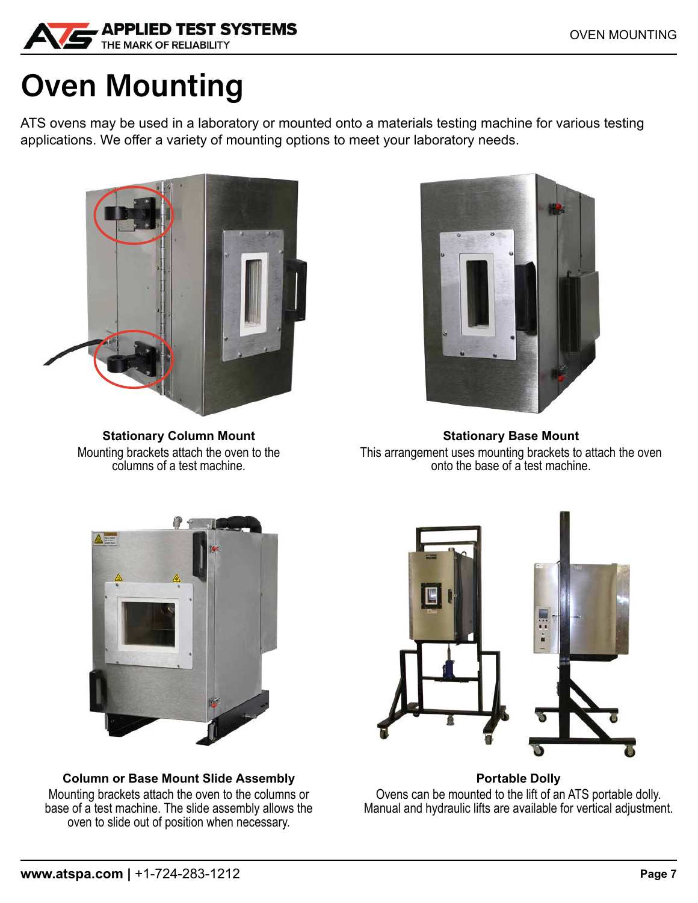# Oven Mounting

ATS ovens may be used in a laboratory or mounted onto a materials testing machine for various testing applications. We offer a variety of mounting options to meet your laboratory needs.

**Stationary Column Mount**

Mounting brackets attach the oven to the columns of a test machine.

**Stationary Base Mount**

This arrangement uses mounting brackets to attach the oven onto the base of a test machine.

**Column or Base Mount Slide Assembly**

Mounting brackets attach the oven to the columns or base of a test machine. The slide assembly allows the oven to slide out of position when necessary.

**Portable Dolly**

Ovens can be mounted to the lift of an ATS portable dolly. Manual and hydraulic lifts are available for vertical adjustment.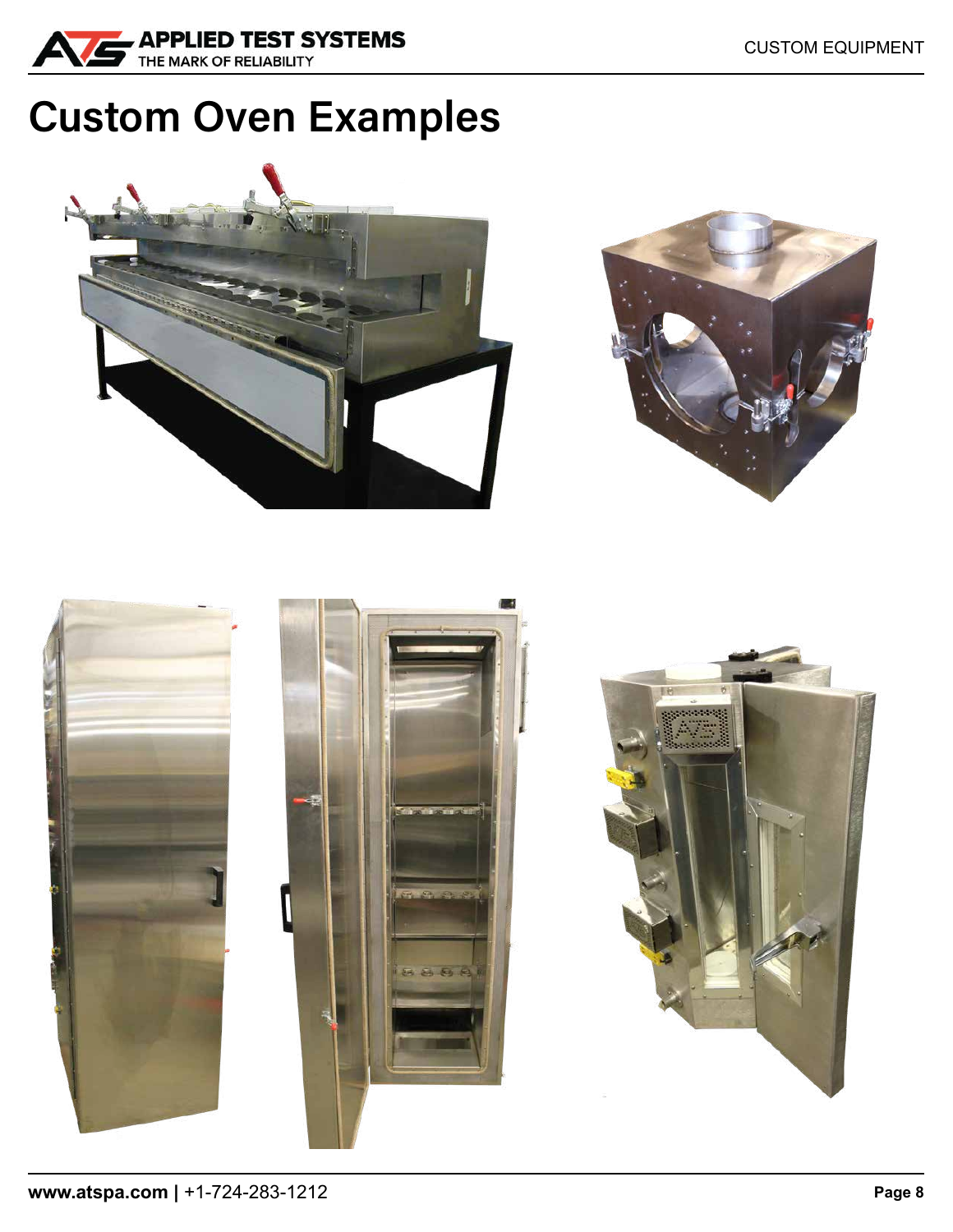# Custom Oven Examples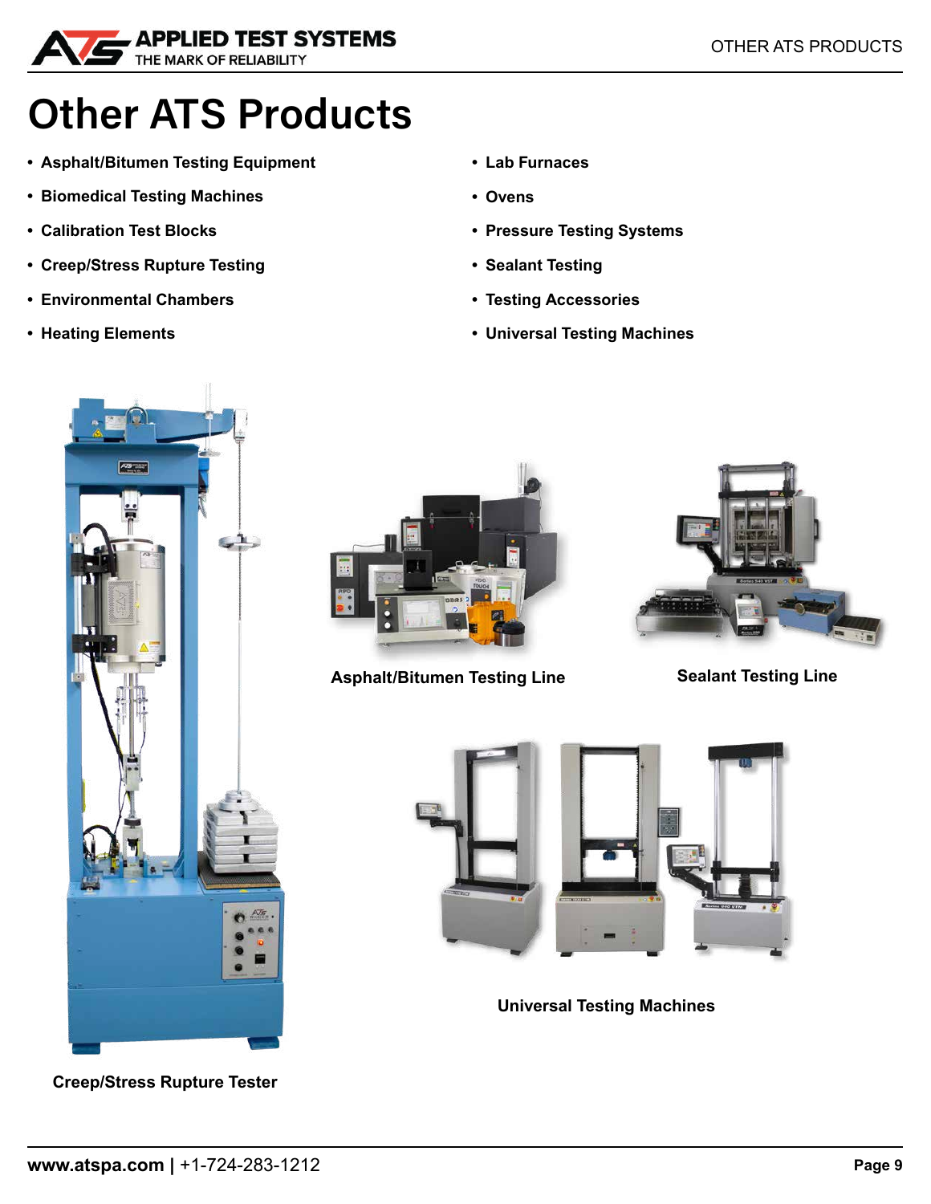# Other ATS Products

- Asphalt/Bitumen Testing Equipment
- Biomedical Testing Machines
- Calibration Test Blocks
- Creep/Stress Rupture Testing
- Environmental Chambers
- Heating Elements
- Lab Furnaces
- Ovens
- Pressure Testing Systems
- Sealant Testing
- Testing Accessories
- Universal Testing Machines

Asphalt/Bitumen Testing Line

Sealant Testing Line

Universal Testing Machines

Creep/Stress Rupture Tester

**www.atspa.com** | +1-724-283-1212